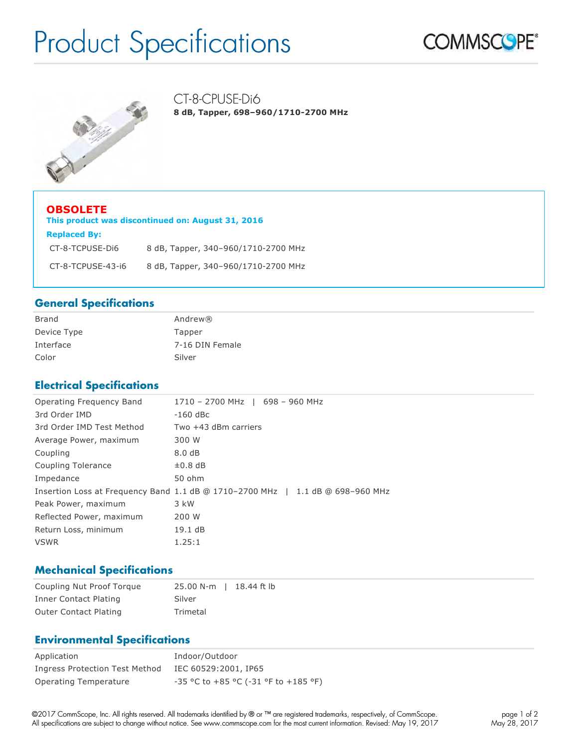# Product Specifications

## CT-8-CPUSE-Di6

**8 dB, Tapper, 698–960/1710-2700 MHz**

**OBSOLETE**

**This product was discontinued on: August 31, 2016**

**Replaced By:**

| | |
|---|---|
| CT-8-TCPUSE-Di6 | 8 dB, Tapper, 340–960/1710-2700 MHz |
| CT-8-TCPUSE-43-i6 | 8 dB, Tapper, 340–960/1710-2700 MHz |

## General Specifications

| | |
|---|---|
| Brand | Andrew® |
| Device Type | Tapper |
| Interface | 7-16 DIN Female |
| Color | Silver |

## Electrical Specifications

| | |
|---|---|
| Operating Frequency Band | 1710 – 2700 MHz \| 698 – 960 MHz |
| 3rd Order IMD | -160 dBc |
| 3rd Order IMD Test Method | Two +43 dBm carriers |
| Average Power, maximum | 300 W |
| Coupling | 8.0 dB |
| Coupling Tolerance | ±0.8 dB |
| Impedance | 50 ohm |
| Insertion Loss at Frequency Band | 1.1 dB @ 1710–2700 MHz \| 1.1 dB @ 698–960 MHz |
| Peak Power, maximum | 3 kW |
| Reflected Power, maximum | 200 W |
| Return Loss, minimum | 19.1 dB |
| VSWR | 1.25:1 |

## Mechanical Specifications

| | |
|---|---|
| Coupling Nut Proof Torque | 25.00 N-m \| 18.44 ft lb |
| Inner Contact Plating | Silver |
| Outer Contact Plating | Trimetal |

## Environmental Specifications

| | |
|---|---|
| Application | Indoor/Outdoor |
| Ingress Protection Test Method | IEC 60529:2001, IP65 |
| Operating Temperature | -35 °C to +85 °C (-31 °F to +185 °F) |

©2017 CommScope, Inc. All rights reserved. All trademarks identified by ® or ™ are registered trademarks, respectively, of CommScope. All specifications are subject to change without notice. See www.commscope.com for the most current information. Revised: May 19, 2017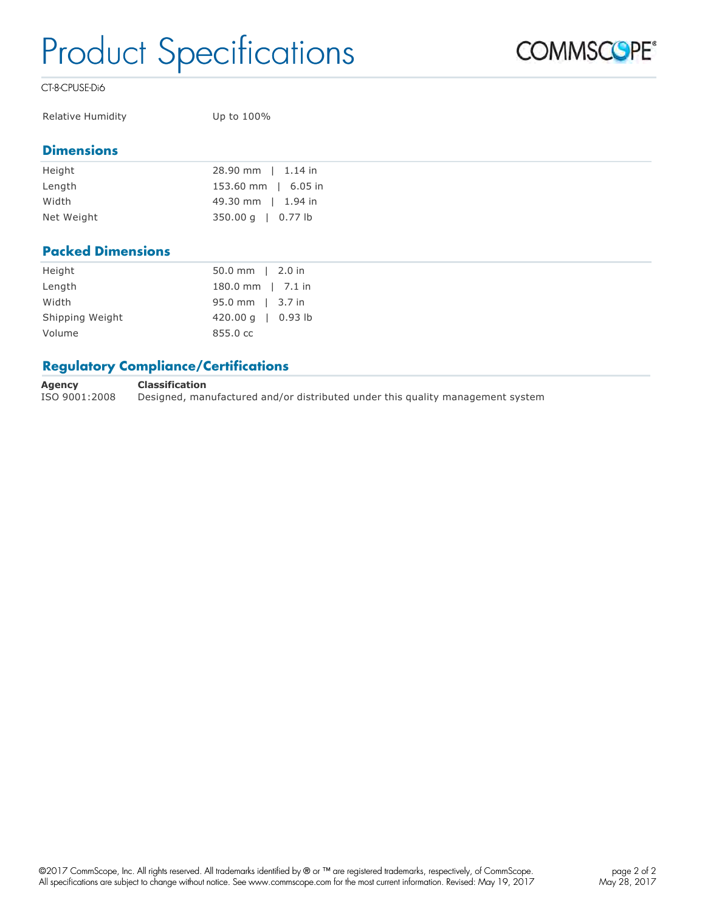CT-8-CPUSE-Di6

| | |
|---|---|
| Relative Humidity | Up to 100% |

## Dimensions

| | |
|---|---|
| Height | 28.90 mm \| 1.14 in |
| Length | 153.60 mm \| 6.05 in |
| Width | 49.30 mm \| 1.94 in |
| Net Weight | 350.00 g \| 0.77 lb |

## Packed Dimensions

| | |
|---|---|
| Height | 50.0 mm \| 2.0 in |
| Length | 180.0 mm \| 7.1 in |
| Width | 95.0 mm \| 3.7 in |
| Shipping Weight | 420.00 g \| 0.93 lb |
| Volume | 855.0 cc |

## Regulatory Compliance/Certifications

| Agency | Classification |
|---|---|
| ISO 9001:2008 | Designed, manufactured and/or distributed under this quality management system |

©2017 CommScope, Inc. All rights reserved. All trademarks identified by ® or ™ are registered trademarks, respectively, of CommScope. All specifications are subject to change without notice. See www.commscope.com for the most current information. Revised: May 19, 2017

May 28, 2017